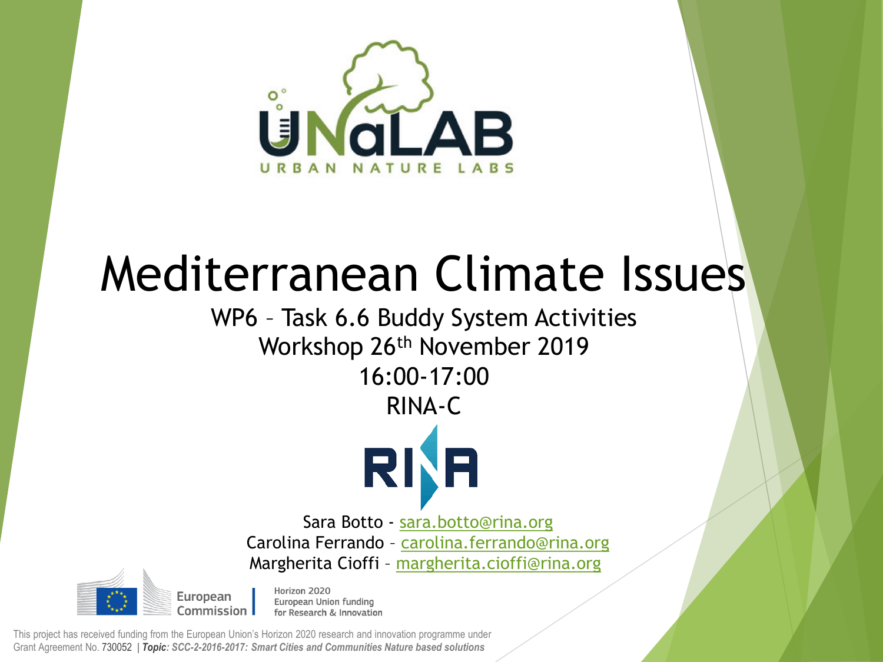UNaLAB

URBAN NATURE LABS

# Mediterranean Climate Issues

WP6 – Task 6.6 Buddy System Activities

Workshop 26th November 2019

16:00-17:00

RINA-C

RINA

Sara Botto - sara.botto@rina.org

Carolina Ferrando – carolina.ferrando@rina.org

Margherita Cioffi – margherita.cioffi@rina.org

European Commission

Horizon 2020
European Union funding
for Research & Innovation

This project has received funding from the European Union's Horizon 2020 research and innovation programme under Grant Agreement No. 730052 | ***Topic**: SCC-2-2016-2017: Smart Cities and Communities Nature based solutions*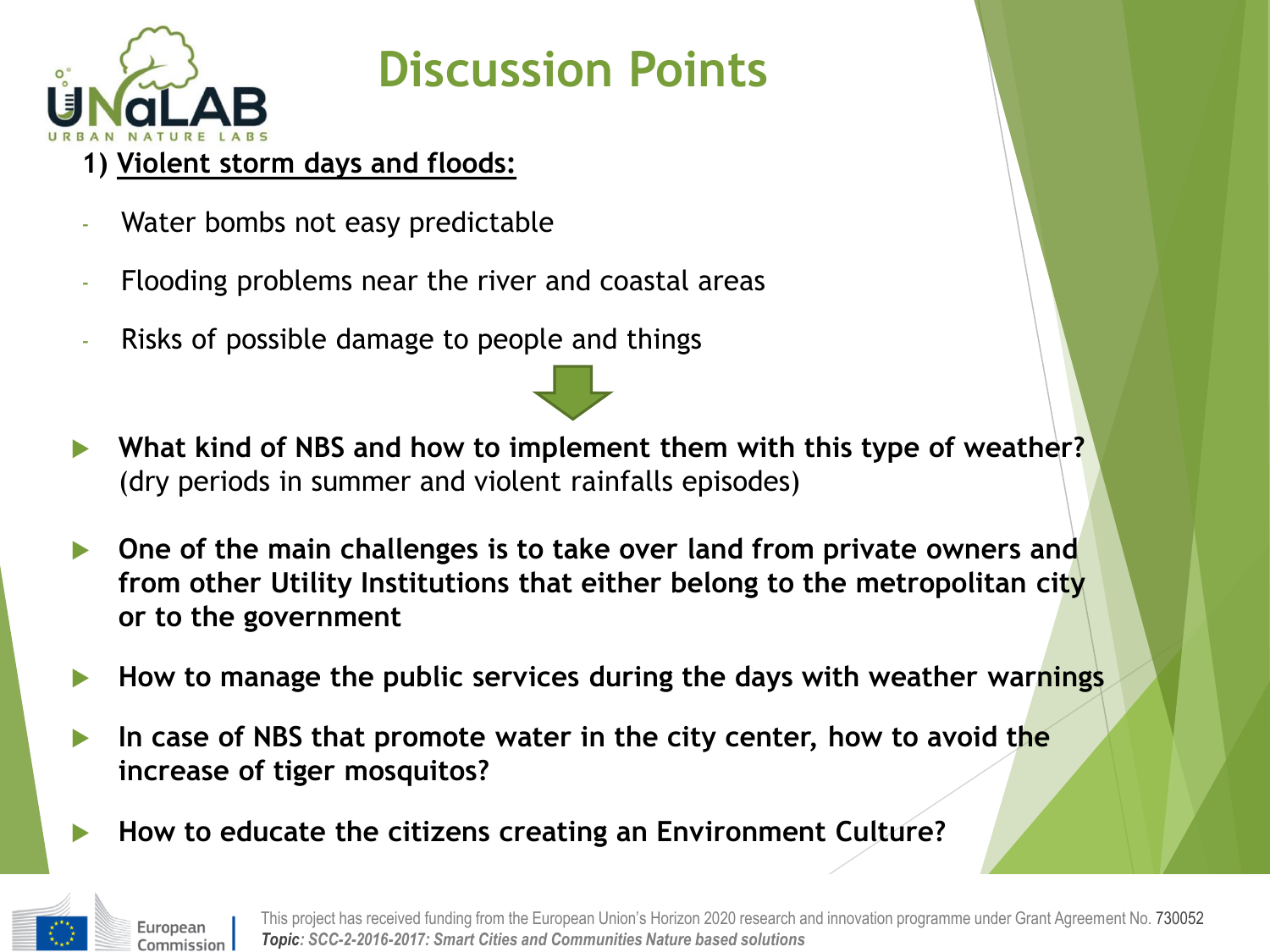# Discussion Points

**1) Violent storm days and floods:**

- Water bombs not easy predictable
- Flooding problems near the river and coastal areas
- Risks of possible damage to people and things

- **What kind of NBS and how to implement them with this type of weather?** (dry periods in summer and violent rainfalls episodes)
- **One of the main challenges is to take over land from private owners and from other Utility Institutions that either belong to the metropolitan city or to the government**
- **How to manage the public services during the days with weather warnings**
- **In case of NBS that promote water in the city center, how to avoid the increase of tiger mosquitos?**
- **How to educate the citizens creating an Environment Culture?**

This project has received funding from the European Union's Horizon 2020 research and innovation programme under Grant Agreement No. 730052
***Topic**: SCC-2-2016-2017: Smart Cities and Communities Nature based solutions*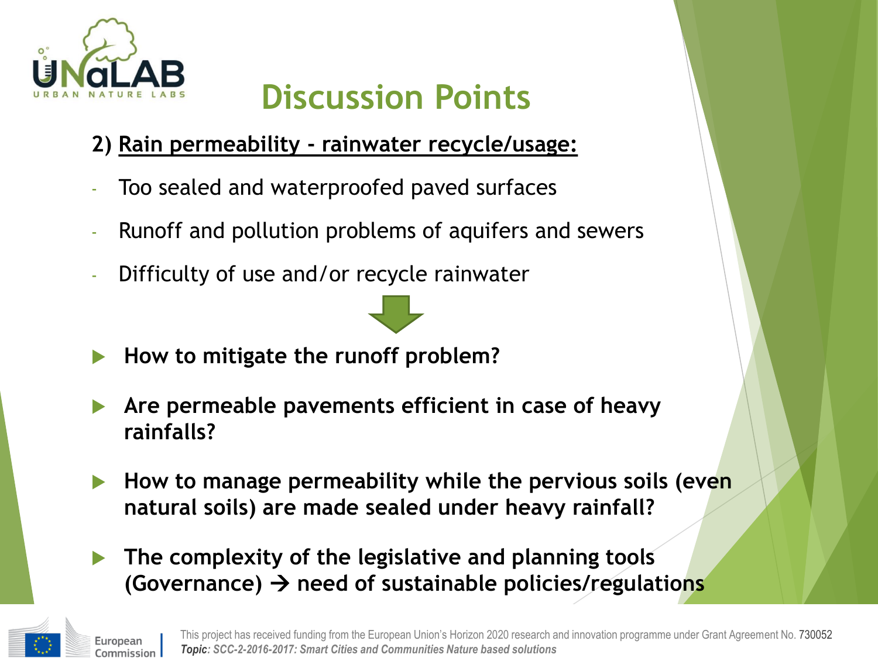# Discussion Points

## 2) Rain permeability - rainwater recycle/usage:

- Too sealed and waterproofed paved surfaces
- Runoff and pollution problems of aquifers and sewers
- Difficulty of use and/or recycle rainwater

- **How to mitigate the runoff problem?**
- **Are permeable pavements efficient in case of heavy rainfalls?**
- **How to manage permeability while the pervious soils (even natural soils) are made sealed under heavy rainfall?**
- **The complexity of the legislative and planning tools (Governance) → need of sustainable policies/regulations**

This project has received funding from the European Union's Horizon 2020 research and innovation programme under Grant Agreement No. 730052
*Topic: SCC-2-2016-2017: Smart Cities and Communities Nature based solutions*